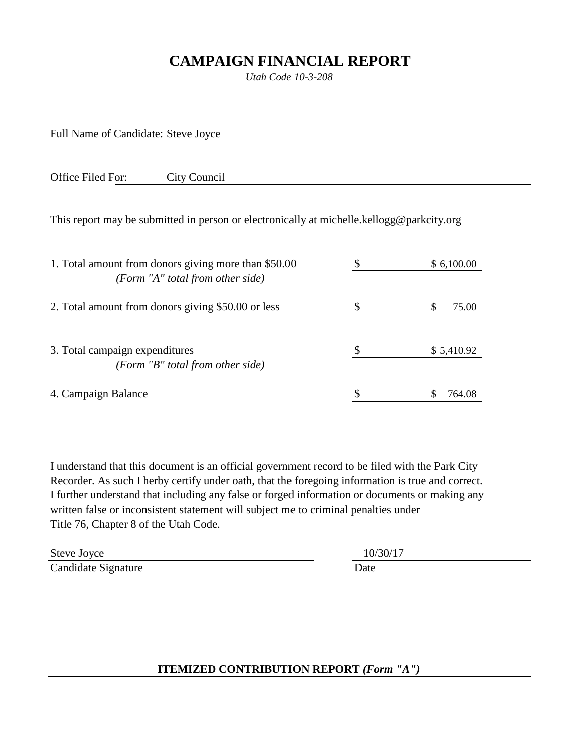# CAMPAIGN FINANCIAL REPORT

*Utah Code 10-3-208*

Full Name of Candidate: Steve Joyce

Office Filed For: City Council

This report may be submitted in person or electronically at michelle.kellogg@parkcity.org

| | | |
|---|---|---|
| 1. Total amount from donors giving more than $50.00 *(Form "A" total from other side)* | $ | $ 6,100.00 |
| 2. Total amount from donors giving $50.00 or less | $ | $ 75.00 |
| 3. Total campaign expenditures *(Form "B" total from other side)* | $ | $ 5,410.92 |
| 4. Campaign Balance | $ | $ 764.08 |

I understand that this document is an official government record to be filed with the Park City Recorder. As such I herby certify under oath, that the foregoing information is true and correct. I further understand that including any false or forged information or documents or making any written false or inconsistent statement will subject me to criminal penalties under Title 76, Chapter 8 of the Utah Code.

| Steve Joyce | 10/30/17 |
|---|---|
| Candidate Signature | Date |

## ITEMIZED CONTRIBUTION REPORT *(Form "A")*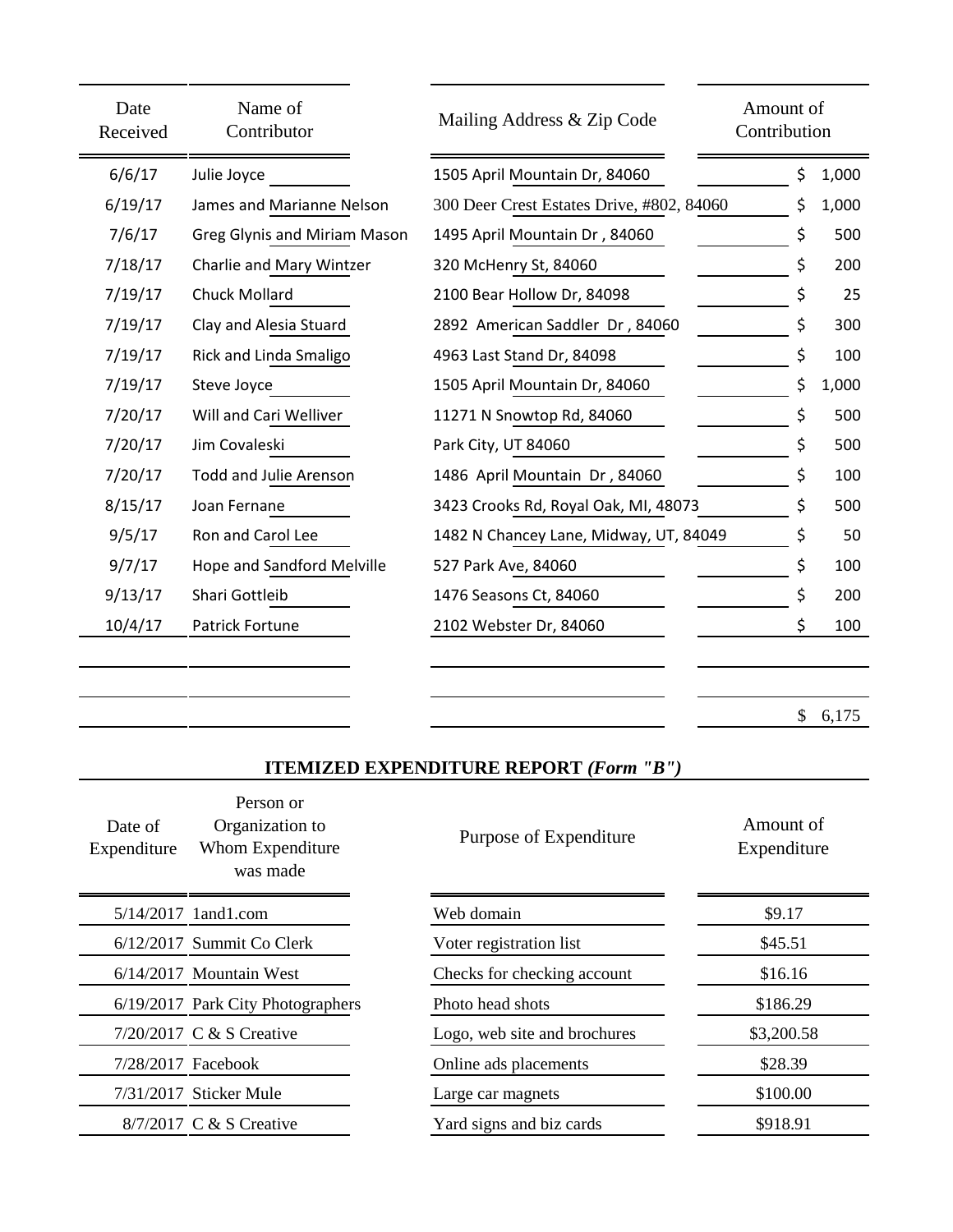| Date Received | Name of Contributor | Mailing Address & Zip Code | Amount of Contribution |
|---|---|---|---|
| 6/6/17 | Julie Joyce | 1505 April Mountain Dr, 84060 | $ 1,000 |
| 6/19/17 | James and Marianne Nelson | 300 Deer Crest Estates Drive, #802, 84060 | $ 1,000 |
| 7/6/17 | Greg Glynis and Miriam Mason | 1495 April Mountain Dr , 84060 | $ 500 |
| 7/18/17 | Charlie and Mary Wintzer | 320 McHenry St, 84060 | $ 200 |
| 7/19/17 | Chuck Mollard | 2100 Bear Hollow Dr, 84098 | $ 25 |
| 7/19/17 | Clay and Alesia Stuard | 2892 American Saddler Dr , 84060 | $ 300 |
| 7/19/17 | Rick and Linda Smaligo | 4963 Last Stand Dr, 84098 | $ 100 |
| 7/19/17 | Steve Joyce | 1505 April Mountain Dr, 84060 | $ 1,000 |
| 7/20/17 | Will and Cari Welliver | 11271 N Snowtop Rd, 84060 | $ 500 |
| 7/20/17 | Jim Covaleski | Park City, UT 84060 | $ 500 |
| 7/20/17 | Todd and Julie Arenson | 1486 April Mountain Dr , 84060 | $ 100 |
| 8/15/17 | Joan Fernane | 3423 Crooks Rd, Royal Oak, MI, 48073 | $ 500 |
| 9/5/17 | Ron and Carol Lee | 1482 N Chancey Lane, Midway, UT, 84049 | $ 50 |
| 9/7/17 | Hope and Sandford Melville | 527 Park Ave, 84060 | $ 100 |
| 9/13/17 | Shari Gottleib | 1476 Seasons Ct, 84060 | $ 200 |
| 10/4/17 | Patrick Fortune | 2102 Webster Dr, 84060 | $ 100 |
| | | | |
| | | | |
| | | | $ 6,175 |

## ITEMIZED EXPENDITURE REPORT *(Form "B")*

| Date of Expenditure | Person or Organization to Whom Expenditure was made | Purpose of Expenditure | Amount of Expenditure |
|---|---|---|---|
| 5/14/2017 | 1and1.com | Web domain | $9.17 |
| 6/12/2017 | Summit Co Clerk | Voter registration list | $45.51 |
| 6/14/2017 | Mountain West | Checks for checking account | $16.16 |
| 6/19/2017 | Park City Photographers | Photo head shots | $186.29 |
| 7/20/2017 | C & S Creative | Logo, web site and brochures | $3,200.58 |
| 7/28/2017 | Facebook | Online ads placements | $28.39 |
| 7/31/2017 | Sticker Mule | Large car magnets | $100.00 |
| 8/7/2017 | C & S Creative | Yard signs and biz cards | $918.91 |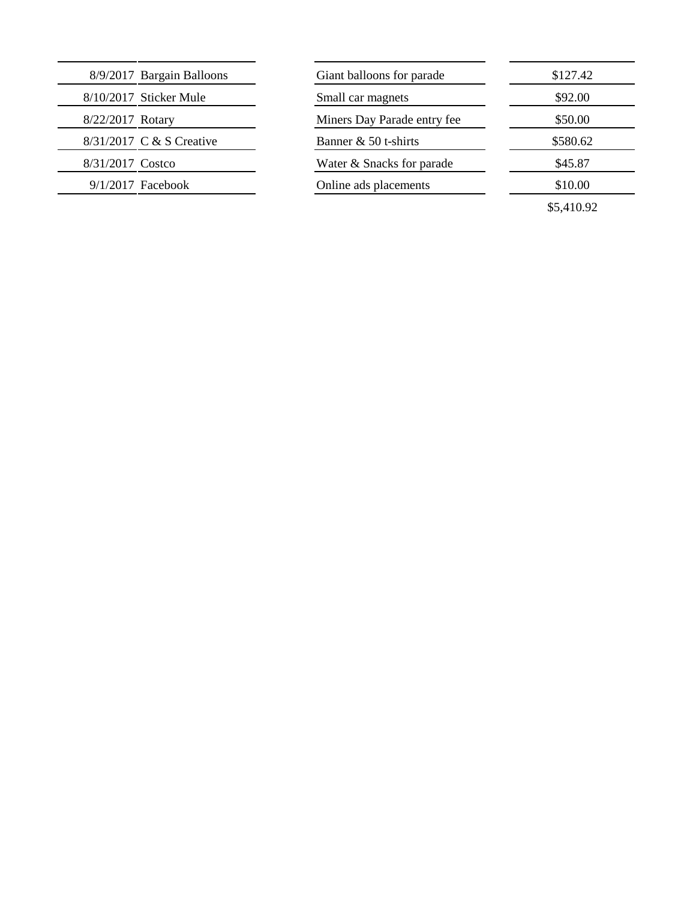| | | | |
|---|---|---|---|
| 8/9/2017 | Bargain Balloons | Giant balloons for parade | $127.42 |
| 8/10/2017 | Sticker Mule | Small car magnets | $92.00 |
| 8/22/2017 | Rotary | Miners Day Parade entry fee | $50.00 |
| 8/31/2017 | C & S Creative | Banner & 50 t-shirts | $580.62 |
| 8/31/2017 | Costco | Water & Snacks for parade | $45.87 |
| 9/1/2017 | Facebook | Online ads placements | $10.00 |
| | | | $5,410.92 |